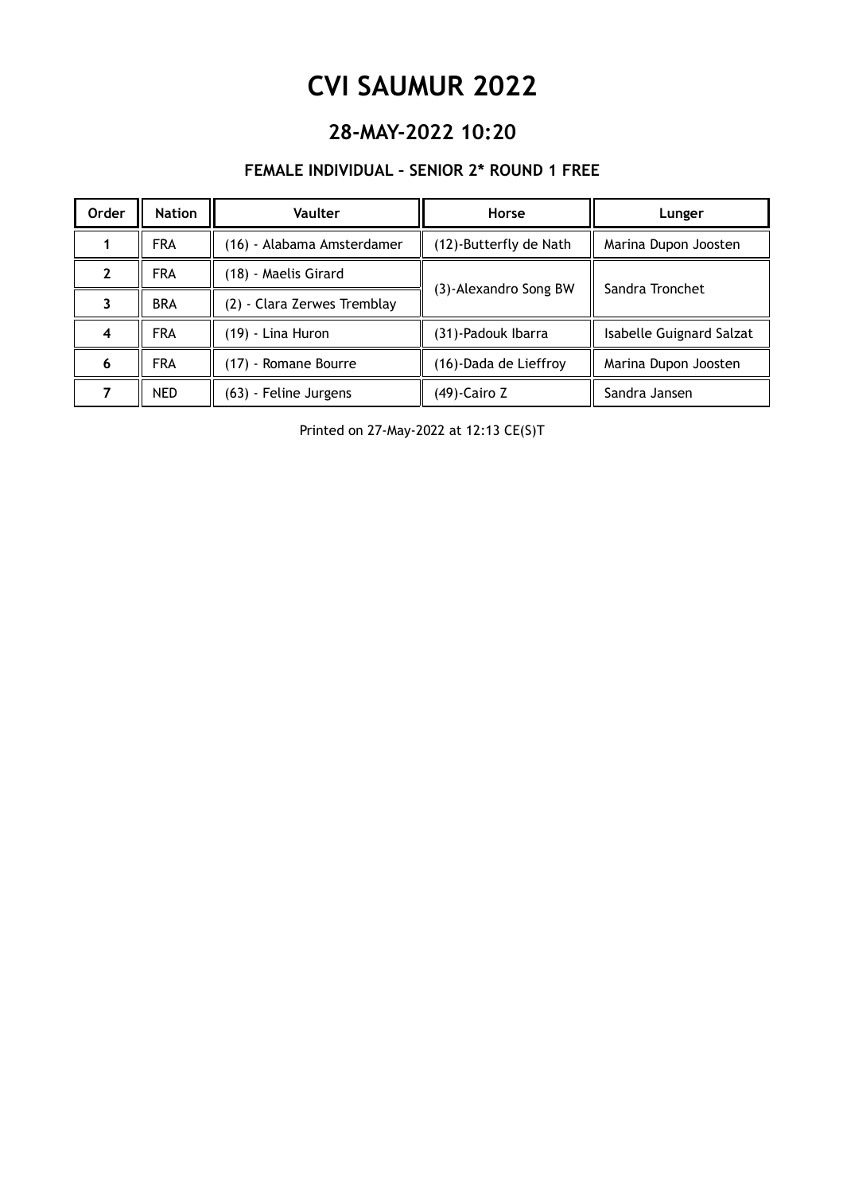# CVI SAUMUR 2022

## 28-MAY-2022 10:20

### FEMALE INDIVIDUAL – SENIOR 2* ROUND 1 FREE

| Order | Nation | Vaulter | Horse | Lunger |
|---|---|---|---|---|
| 1 | FRA | (16) - Alabama Amsterdamer | (12)-Butterfly de Nath | Marina Dupon Joosten |
| 2 | FRA | (18) - Maelis Girard | (3)-Alexandro Song BW | Sandra Tronchet |
| 3 | BRA | (2) - Clara Zerwes Tremblay | | |
| 4 | FRA | (19) - Lina Huron | (31)-Padouk Ibarra | Isabelle Guignard Salzat |
| 6 | FRA | (17) - Romane Bourre | (16)-Dada de Lieffroy | Marina Dupon Joosten |
| 7 | NED | (63) - Feline Jurgens | (49)-Cairo Z | Sandra Jansen |

Printed on 27-May-2022 at 12:13 CE(S)T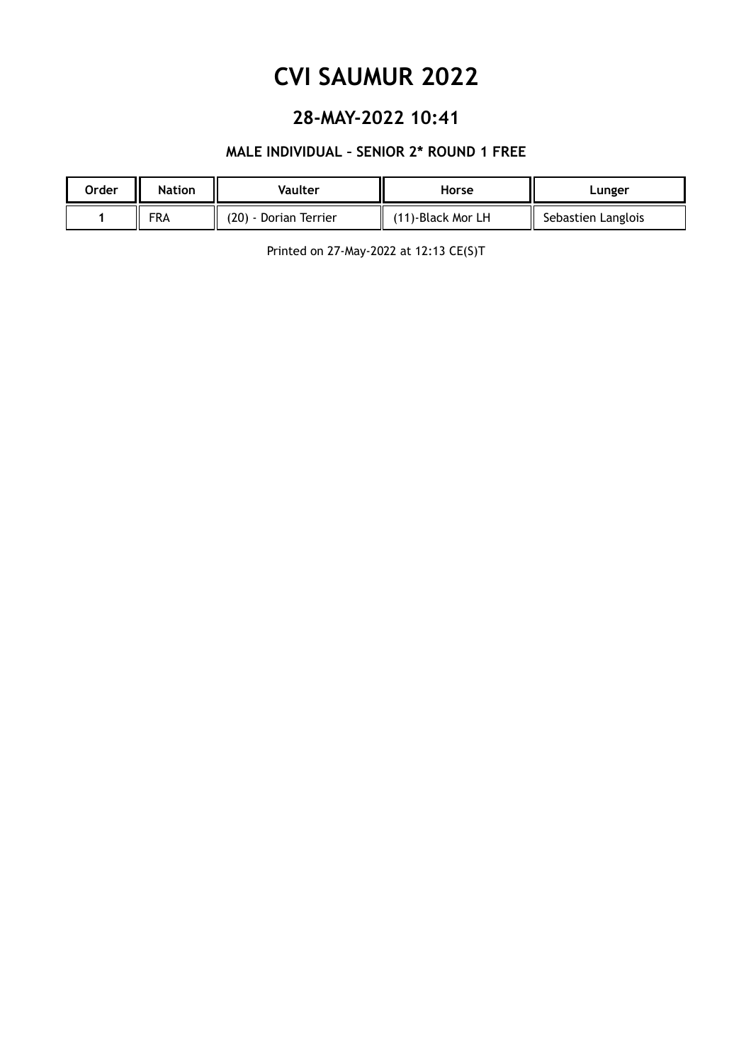# CVI SAUMUR 2022

## 28-MAY-2022 10:41

### MALE INDIVIDUAL – SENIOR 2* ROUND 1 FREE

| Order | Nation | Vaulter | Horse | Lunger |
|---|---|---|---|---|
| 1 | FRA | (20) - Dorian Terrier | (11)-Black Mor LH | Sebastien Langlois |

Printed on 27-May-2022 at 12:13 CE(S)T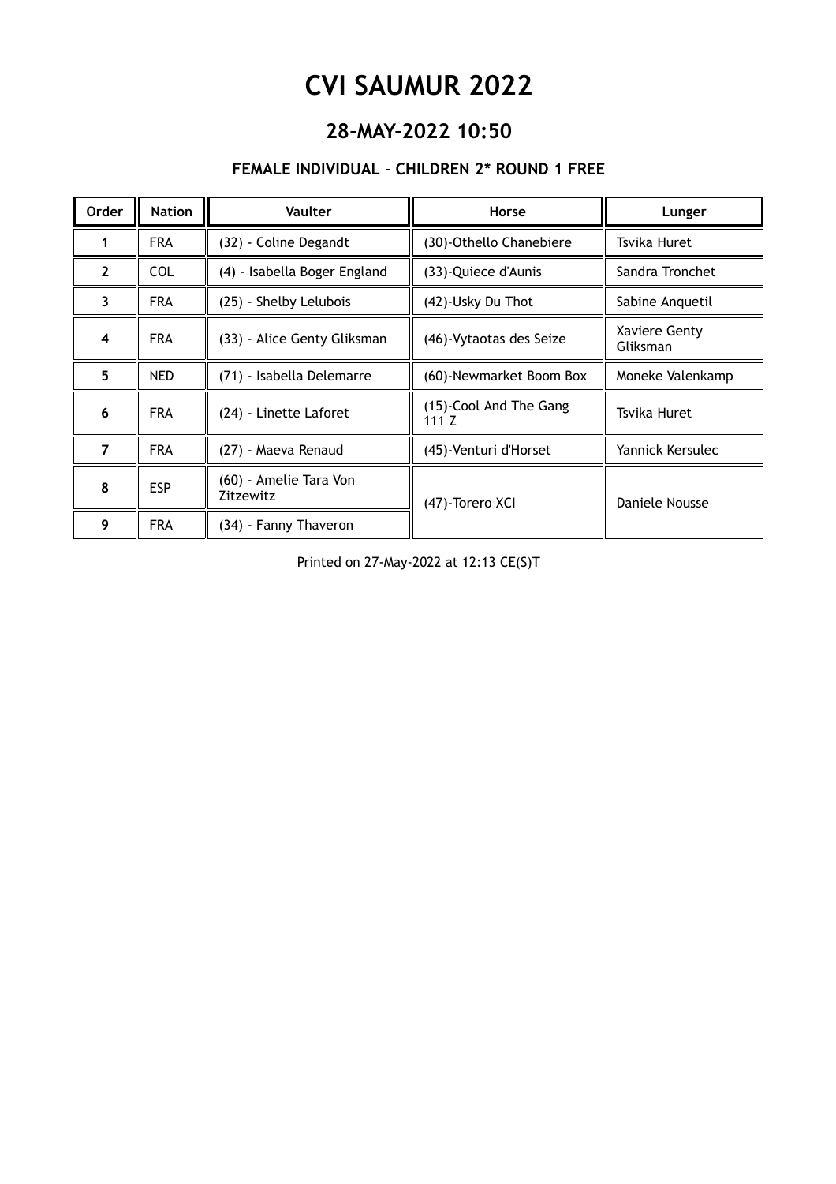# CVI SAUMUR 2022

## 28-MAY-2022 10:50

### FEMALE INDIVIDUAL – CHILDREN 2* ROUND 1 FREE

| Order | Nation | Vaulter | Horse | Lunger |
|---|---|---|---|---|
| 1 | FRA | (32) - Coline Degandt | (30)-Othello Chanebiere | Tsvika Huret |
| 2 | COL | (4) - Isabella Boger England | (33)-Quiece d'Aunis | Sandra Tronchet |
| 3 | FRA | (25) - Shelby Lelubois | (42)-Usky Du Thot | Sabine Anquetil |
| 4 | FRA | (33) - Alice Genty Gliksman | (46)-Vytaotas des Seize | Xaviere Genty Gliksman |
| 5 | NED | (71) - Isabella Delemarre | (60)-Newmarket Boom Box | Moneke Valenkamp |
| 6 | FRA | (24) - Linette Laforet | (15)-Cool And The Gang 111 Z | Tsvika Huret |
| 7 | FRA | (27) - Maeva Renaud | (45)-Venturi d'Horset | Yannick Kersulec |
| 8 | ESP | (60) - Amelie Tara Von Zitzewitz | (47)-Torero XCI | Daniele Nousse |
| 9 | FRA | (34) - Fanny Thaveron | | |

Printed on 27-May-2022 at 12:13 CE(S)T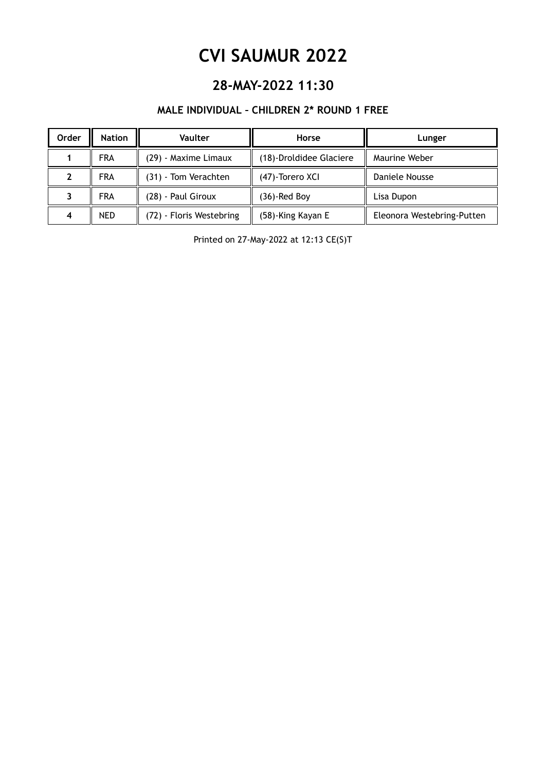# CVI SAUMUR 2022

## 28-MAY-2022 11:30

### MALE INDIVIDUAL – CHILDREN 2* ROUND 1 FREE

| Order | Nation | Vaulter | Horse | Lunger |
|---|---|---|---|---|
| 1 | FRA | (29) - Maxime Limaux | (18)-Droldidee Glaciere | Maurine Weber |
| 2 | FRA | (31) - Tom Verachten | (47)-Torero XCI | Daniele Nousse |
| 3 | FRA | (28) - Paul Giroux | (36)-Red Boy | Lisa Dupon |
| 4 | NED | (72) - Floris Westebring | (58)-King Kayan E | Eleonora Westebring-Putten |

Printed on 27-May-2022 at 12:13 CE(S)T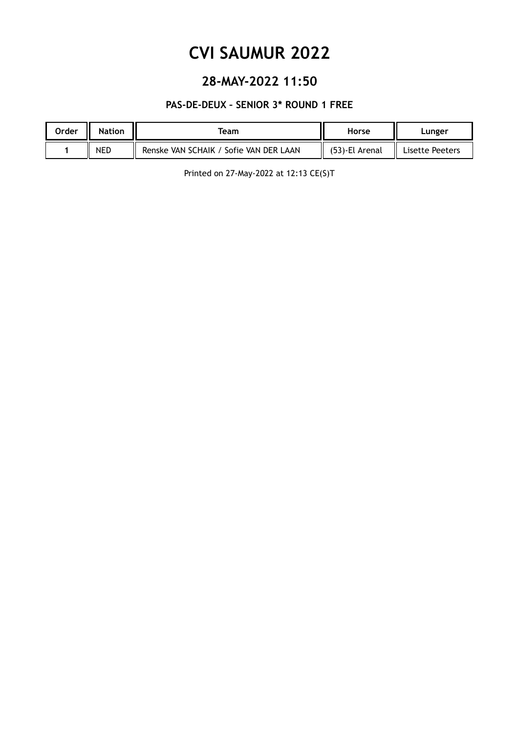# CVI SAUMUR 2022

## 28-MAY-2022 11:50

### PAS-DE-DEUX – SENIOR 3* ROUND 1 FREE

| Order | Nation | Team | Horse | Lunger |
| --- | --- | --- | --- | --- |
| 1 | NED | Renske VAN SCHAIK / Sofie VAN DER LAAN | (53)-El Arenal | Lisette Peeters |

Printed on 27-May-2022 at 12:13 CE(S)T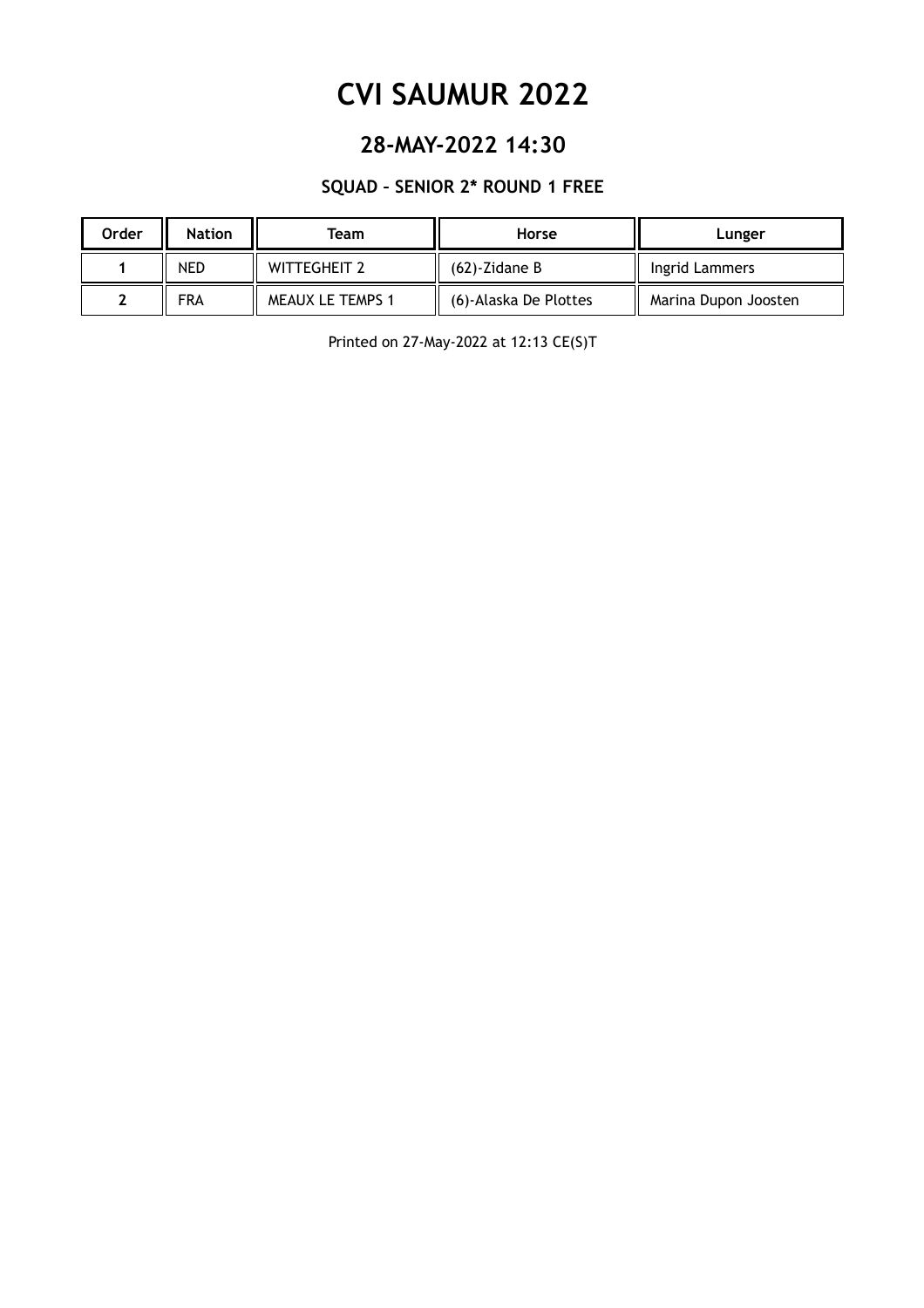# CVI SAUMUR 2022

## 28-MAY-2022 14:30

### SQUAD – SENIOR 2* ROUND 1 FREE

| Order | Nation | Team | Horse | Lunger |
|---|---|---|---|---|
| 1 | NED | WITTEGHEIT 2 | (62)-Zidane B | Ingrid Lammers |
| 2 | FRA | MEAUX LE TEMPS 1 | (6)-Alaska De Plottes | Marina Dupon Joosten |

Printed on 27-May-2022 at 12:13 CE(S)T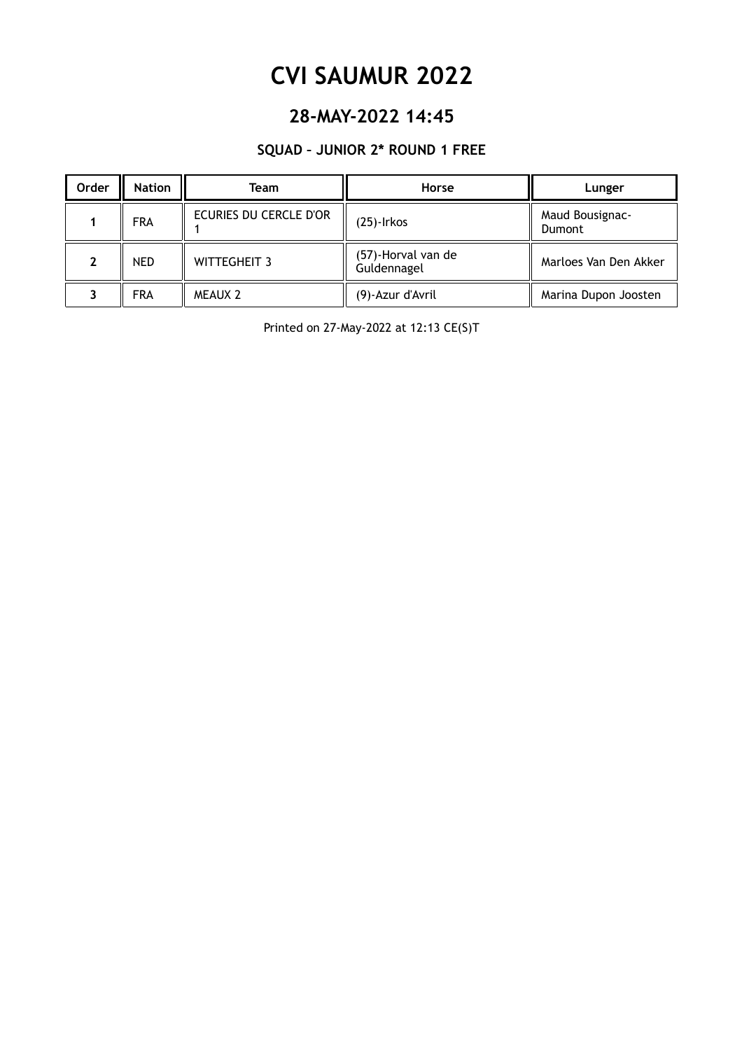# CVI SAUMUR 2022

## 28-MAY-2022 14:45

### SQUAD – JUNIOR 2* ROUND 1 FREE

| Order | Nation | Team | Horse | Lunger |
|---|---|---|---|---|
| 1 | FRA | ECURIES DU CERCLE D'OR 1 | (25)-Irkos | Maud Bousignac-Dumont |
| 2 | NED | WITTEGHEIT 3 | (57)-Horval van de Guldennagel | Marloes Van Den Akker |
| 3 | FRA | MEAUX 2 | (9)-Azur d'Avril | Marina Dupon Joosten |

Printed on 27-May-2022 at 12:13 CE(S)T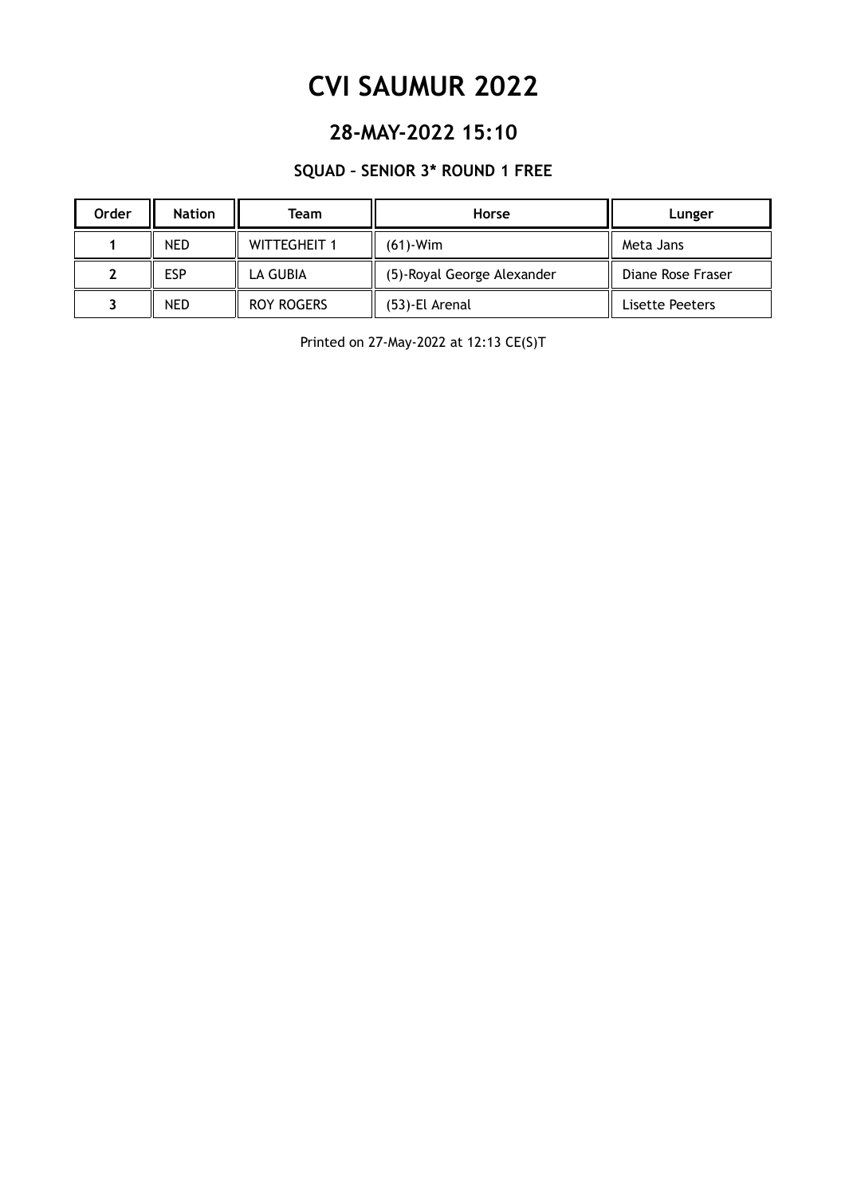# CVI SAUMUR 2022

## 28-MAY-2022 15:10

### SQUAD – SENIOR 3* ROUND 1 FREE

| Order | Nation | Team | Horse | Lunger |
|---|---|---|---|---|
| 1 | NED | WITTEGHEIT 1 | (61)-Wim | Meta Jans |
| 2 | ESP | LA GUBIA | (5)-Royal George Alexander | Diane Rose Fraser |
| 3 | NED | ROY ROGERS | (53)-El Arenal | Lisette Peeters |

Printed on 27-May-2022 at 12:13 CE(S)T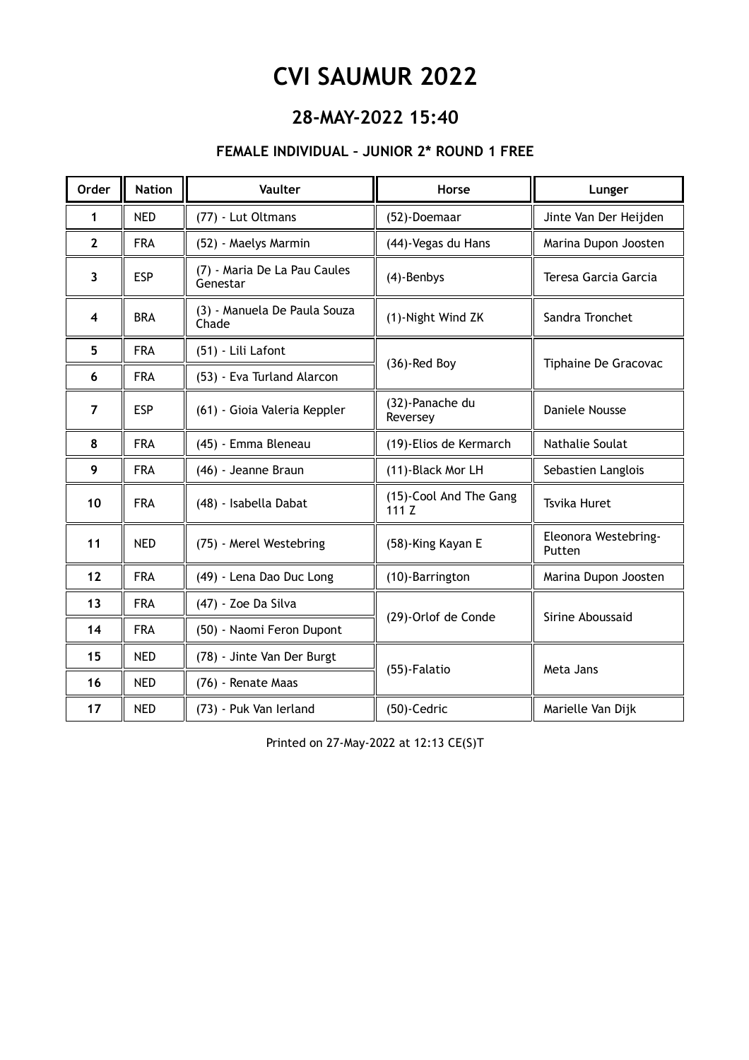# CVI SAUMUR 2022

## 28-MAY-2022 15:40

### FEMALE INDIVIDUAL – JUNIOR 2* ROUND 1 FREE

| Order | Nation | Vaulter | Horse | Lunger |
|---|---|---|---|---|
| 1 | NED | (77) - Lut Oltmans | (52)-Doemaar | Jinte Van Der Heijden |
| 2 | FRA | (52) - Maelys Marmin | (44)-Vegas du Hans | Marina Dupon Joosten |
| 3 | ESP | (7) - Maria De La Pau Caules Genestar | (4)-Benbys | Teresa Garcia Garcia |
| 4 | BRA | (3) - Manuela De Paula Souza Chade | (1)-Night Wind ZK | Sandra Tronchet |
| 5 | FRA | (51) - Lili Lafont | (36)-Red Boy | Tiphaine De Gracovac |
| 6 | FRA | (53) - Eva Turland Alarcon | | |
| 7 | ESP | (61) - Gioia Valeria Keppler | (32)-Panache du Reversey | Daniele Nousse |
| 8 | FRA | (45) - Emma Bleneau | (19)-Elios de Kermarch | Nathalie Soulat |
| 9 | FRA | (46) - Jeanne Braun | (11)-Black Mor LH | Sebastien Langlois |
| 10 | FRA | (48) - Isabella Dabat | (15)-Cool And The Gang 111 Z | Tsvika Huret |
| 11 | NED | (75) - Merel Westebring | (58)-King Kayan E | Eleonora Westebring-Putten |
| 12 | FRA | (49) - Lena Dao Duc Long | (10)-Barrington | Marina Dupon Joosten |
| 13 | FRA | (47) - Zoe Da Silva | (29)-Orlof de Conde | Sirine Aboussaid |
| 14 | FRA | (50) - Naomi Feron Dupont | | |
| 15 | NED | (78) - Jinte Van Der Burgt | (55)-Falatio | Meta Jans |
| 16 | NED | (76) - Renate Maas | | |
| 17 | NED | (73) - Puk Van Ierland | (50)-Cedric | Marielle Van Dijk |

Printed on 27-May-2022 at 12:13 CE(S)T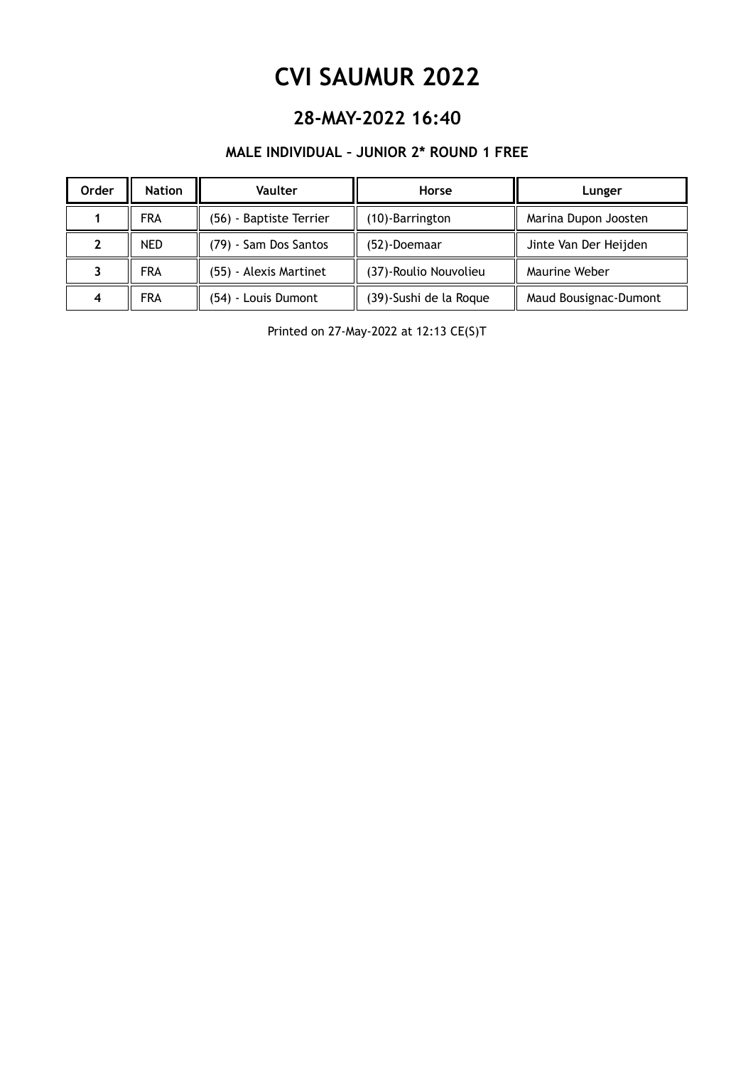# CVI SAUMUR 2022

## 28-MAY-2022 16:40

### MALE INDIVIDUAL – JUNIOR 2* ROUND 1 FREE

| Order | Nation | Vaulter | Horse | Lunger |
|---|---|---|---|---|
| 1 | FRA | (56) - Baptiste Terrier | (10)-Barrington | Marina Dupon Joosten |
| 2 | NED | (79) - Sam Dos Santos | (52)-Doemaar | Jinte Van Der Heijden |
| 3 | FRA | (55) - Alexis Martinet | (37)-Roulio Nouvolieu | Maurine Weber |
| 4 | FRA | (54) - Louis Dumont | (39)-Sushi de la Roque | Maud Bousignac-Dumont |

Printed on 27-May-2022 at 12:13 CE(S)T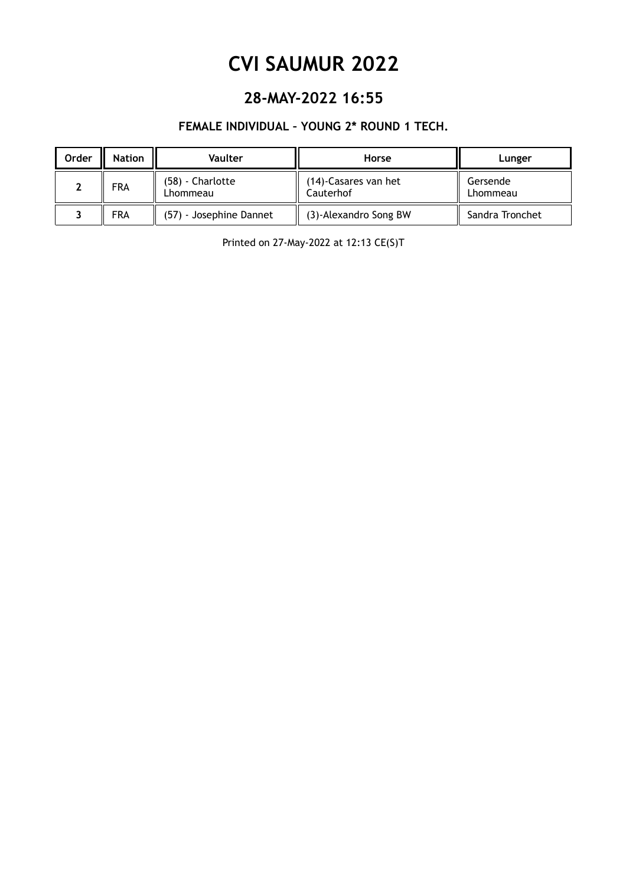# CVI SAUMUR 2022

## 28-MAY-2022 16:55

### FEMALE INDIVIDUAL – YOUNG 2* ROUND 1 TECH.

| Order | Nation | Vaulter | Horse | Lunger |
|---|---|---|---|---|
| 2 | FRA | (58) - Charlotte Lhommeau | (14)-Casares van het Cauterhof | Gersende Lhommeau |
| 3 | FRA | (57) - Josephine Dannet | (3)-Alexandro Song BW | Sandra Tronchet |

Printed on 27-May-2022 at 12:13 CE(S)T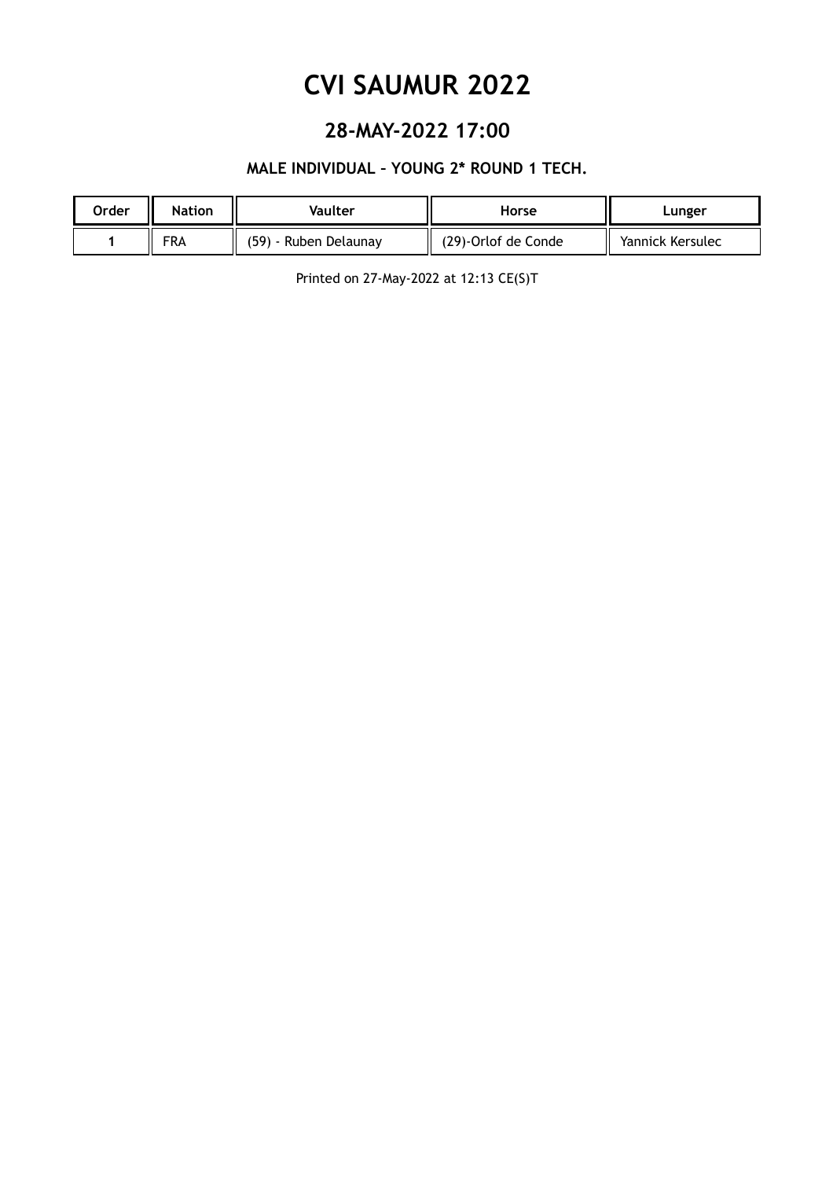# CVI SAUMUR 2022

## 28-MAY-2022 17:00

### MALE INDIVIDUAL – YOUNG 2* ROUND 1 TECH.

| Order | Nation | Vaulter | Horse | Lunger |
|---|---|---|---|---|
| 1 | FRA | (59) - Ruben Delaunay | (29)-Orlof de Conde | Yannick Kersulec |

Printed on 27-May-2022 at 12:13 CE(S)T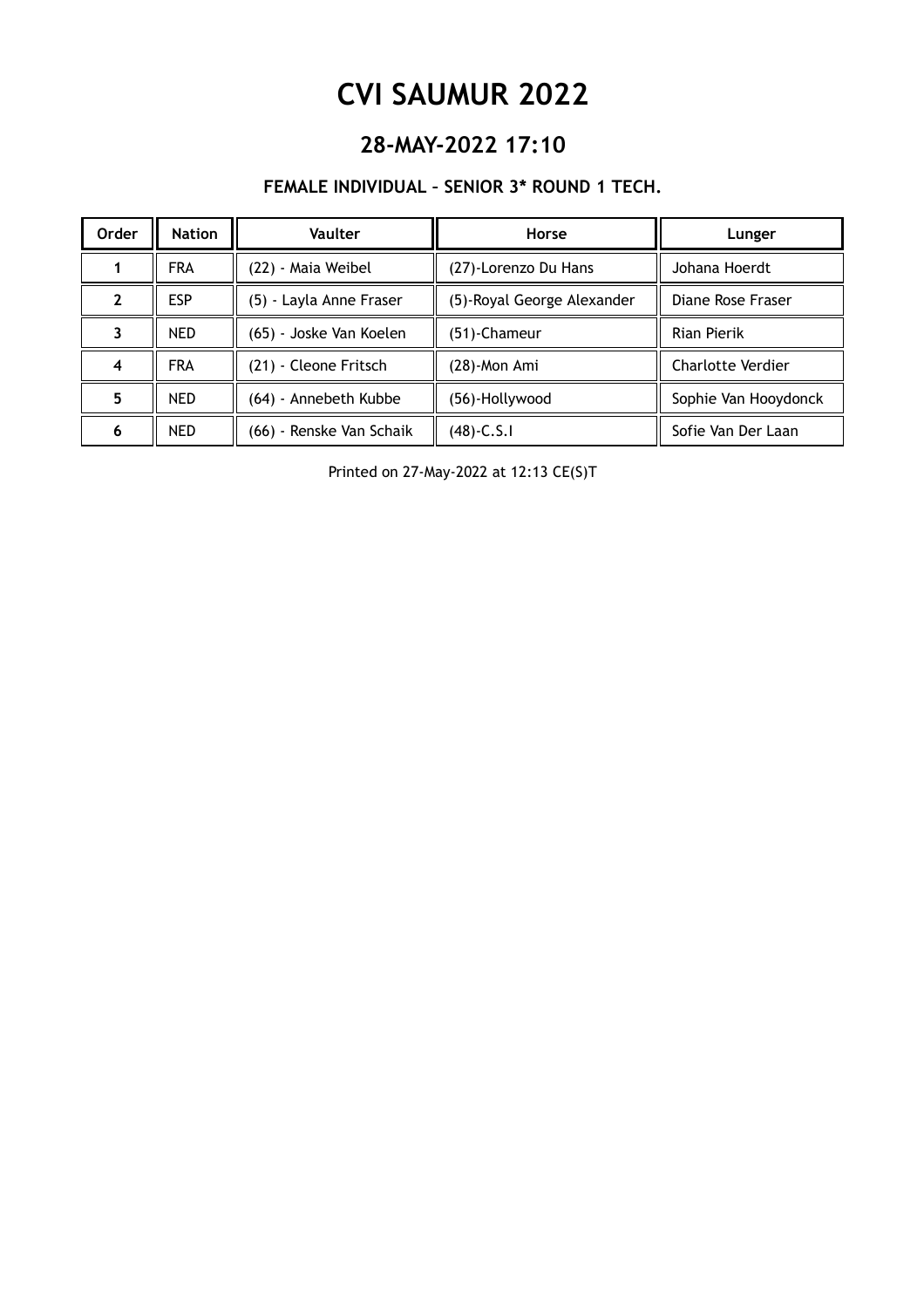# CVI SAUMUR 2022

## 28-MAY-2022 17:10

### FEMALE INDIVIDUAL – SENIOR 3* ROUND 1 TECH.

| Order | Nation | Vaulter | Horse | Lunger |
|---|---|---|---|---|
| 1 | FRA | (22) - Maia Weibel | (27)-Lorenzo Du Hans | Johana Hoerdt |
| 2 | ESP | (5) - Layla Anne Fraser | (5)-Royal George Alexander | Diane Rose Fraser |
| 3 | NED | (65) - Joske Van Koelen | (51)-Chameur | Rian Pierik |
| 4 | FRA | (21) - Cleone Fritsch | (28)-Mon Ami | Charlotte Verdier |
| 5 | NED | (64) - Annebeth Kubbe | (56)-Hollywood | Sophie Van Hooydonck |
| 6 | NED | (66) - Renske Van Schaik | (48)-C.S.I | Sofie Van Der Laan |

Printed on 27-May-2022 at 12:13 CE(S)T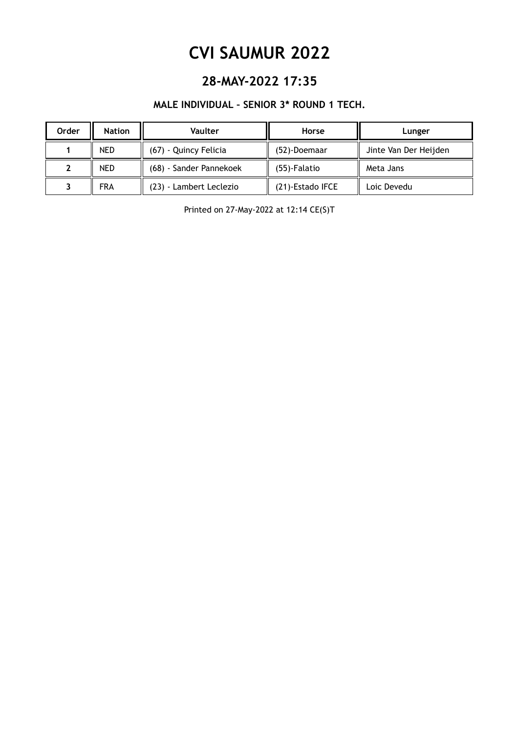# CVI SAUMUR 2022

## 28-MAY-2022 17:35

### MALE INDIVIDUAL – SENIOR 3* ROUND 1 TECH.

| Order | Nation | Vaulter | Horse | Lunger |
|---|---|---|---|---|
| 1 | NED | (67) - Quincy Felicia | (52)-Doemaar | Jinte Van Der Heijden |
| 2 | NED | (68) - Sander Pannekoek | (55)-Falatio | Meta Jans |
| 3 | FRA | (23) - Lambert Leclezio | (21)-Estado IFCE | Loic Devedu |

Printed on 27-May-2022 at 12:14 CE(S)T